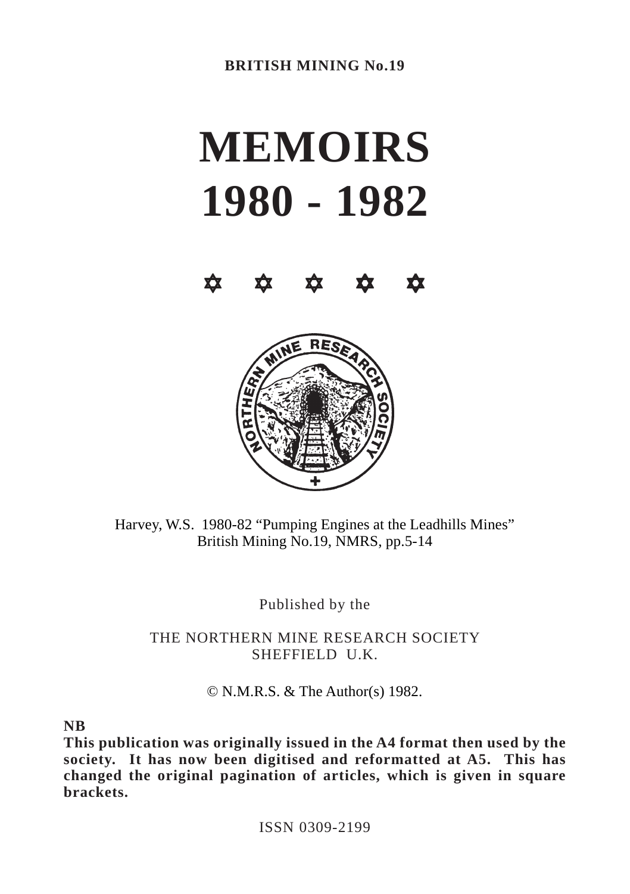BRITISH MINING No.19

# MEMOIRS
# 1980 - 1982

✡ ✡ ✡ ✡ ✡

Harvey, W.S. 1980-82 “Pumping Engines at the Leadhills Mines”
British Mining No.19, NMRS, pp.5-14

Published by the

THE NORTHERN MINE RESEARCH SOCIETY
SHEFFIELD U.K.

© N.M.R.S. & The Author(s) 1982.

**NB**
**This publication was originally issued in the A4 format then used by the society. It has now been digitised and reformatted at A5. This has changed the original pagination of articles, which is given in square brackets.**

ISSN 0309-2199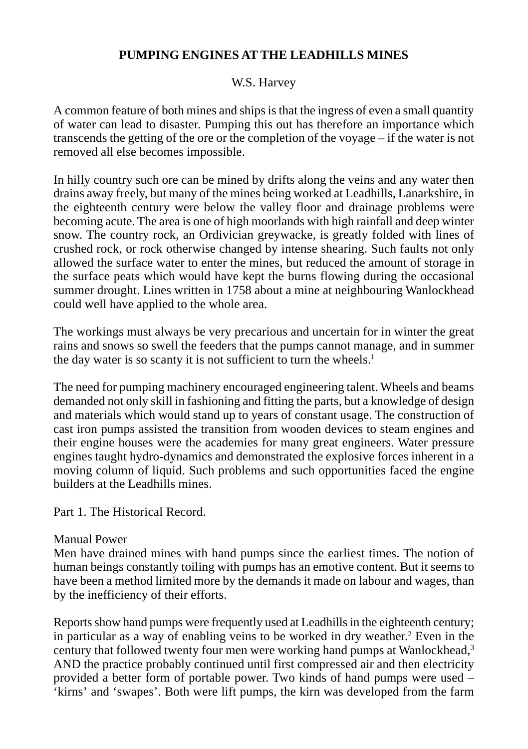# PUMPING ENGINES AT THE LEADHILLS MINES

W.S. Harvey

A common feature of both mines and ships is that the ingress of even a small quantity of water can lead to disaster. Pumping this out has therefore an importance which transcends the getting of the ore or the completion of the voyage – if the water is not removed all else becomes impossible.

In hilly country such ore can be mined by drifts along the veins and any water then drains away freely, but many of the mines being worked at Leadhills, Lanarkshire, in the eighteenth century were below the valley floor and drainage problems were becoming acute. The area is one of high moorlands with high rainfall and deep winter snow. The country rock, an Ordivician greywacke, is greatly folded with lines of crushed rock, or rock otherwise changed by intense shearing. Such faults not only allowed the surface water to enter the mines, but reduced the amount of storage in the surface peats which would have kept the burns flowing during the occasional summer drought. Lines written in 1758 about a mine at neighbouring Wanlockhead could well have applied to the whole area.

The workings must always be very precarious and uncertain for in winter the great rains and snows so swell the feeders that the pumps cannot manage, and in summer the day water is so scanty it is not sufficient to turn the wheels.[1]

The need for pumping machinery encouraged engineering talent. Wheels and beams demanded not only skill in fashioning and fitting the parts, but a knowledge of design and materials which would stand up to years of constant usage. The construction of cast iron pumps assisted the transition from wooden devices to steam engines and their engine houses were the academies for many great engineers. Water pressure engines taught hydro-dynamics and demonstrated the explosive forces inherent in a moving column of liquid. Such problems and such opportunities faced the engine builders at the Leadhills mines.

Part 1. The Historical Record.

## Manual Power

Men have drained mines with hand pumps since the earliest times. The notion of human beings constantly toiling with pumps has an emotive content. But it seems to have been a method limited more by the demands it made on labour and wages, than by the inefficiency of their efforts.

Reports show hand pumps were frequently used at Leadhills in the eighteenth century; in particular as a way of enabling veins to be worked in dry weather.[2] Even in the century that followed twenty four men were working hand pumps at Wanlockhead,[3] AND the practice probably continued until first compressed air and then electricity provided a better form of portable power. Two kinds of hand pumps were used – 'kirns' and 'swapes'. Both were lift pumps, the kirn was developed from the farm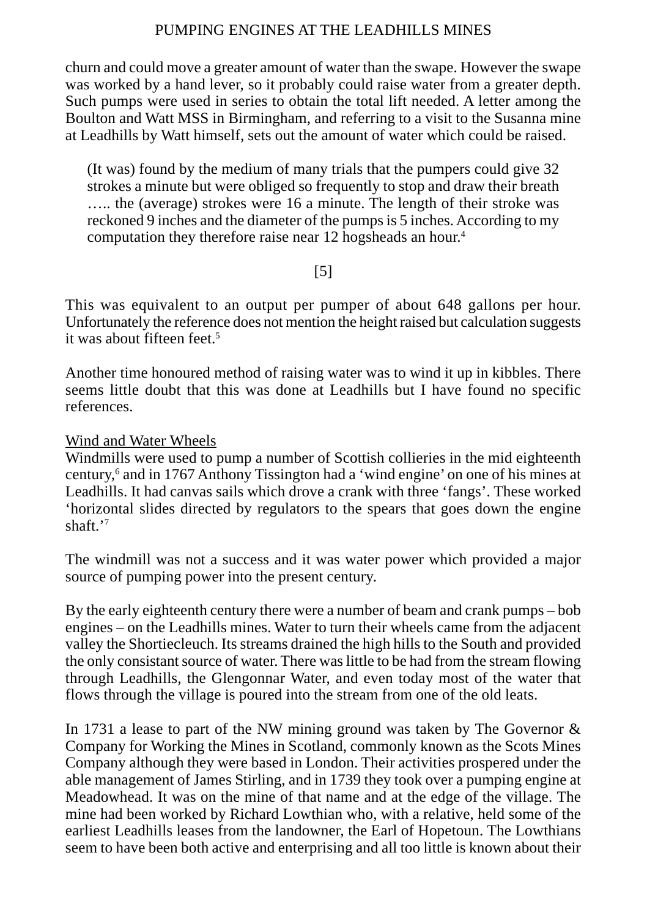churn and could move a greater amount of water than the swape. However the swape was worked by a hand lever, so it probably could raise water from a greater depth. Such pumps were used in series to obtain the total lift needed. A letter among the Boulton and Watt MSS in Birmingham, and referring to a visit to the Susanna mine at Leadhills by Watt himself, sets out the amount of water which could be raised.

> (It was) found by the medium of many trials that the pumpers could give 32 strokes a minute but were obliged so frequently to stop and draw their breath ….. the (average) strokes were 16 a minute. The length of their stroke was reckoned 9 inches and the diameter of the pumps is 5 inches. According to my computation they therefore raise near 12 hogsheads an hour.[4]

[5]

This was equivalent to an output per pumper of about 648 gallons per hour. Unfortunately the reference does not mention the height raised but calculation suggests it was about fifteen feet.[5]

Another time honoured method of raising water was to wind it up in kibbles. There seems little doubt that this was done at Leadhills but I have found no specific references.

<u>Wind and Water Wheels</u>

Windmills were used to pump a number of Scottish collieries in the mid eighteenth century,[6] and in 1767 Anthony Tissington had a 'wind engine' on one of his mines at Leadhills. It had canvas sails which drove a crank with three 'fangs'. These worked 'horizontal slides directed by regulators to the spears that goes down the engine shaft.'[7]

The windmill was not a success and it was water power which provided a major source of pumping power into the present century.

By the early eighteenth century there were a number of beam and crank pumps – bob engines – on the Leadhills mines. Water to turn their wheels came from the adjacent valley the Shortiecleuch. Its streams drained the high hills to the South and provided the only consistant source of water. There was little to be had from the stream flowing through Leadhills, the Glengonnar Water, and even today most of the water that flows through the village is poured into the stream from one of the old leats.

In 1731 a lease to part of the NW mining ground was taken by The Governor & Company for Working the Mines in Scotland, commonly known as the Scots Mines Company although they were based in London. Their activities prospered under the able management of James Stirling, and in 1739 they took over a pumping engine at Meadowhead. It was on the mine of that name and at the edge of the village. The mine had been worked by Richard Lowthian who, with a relative, held some of the earliest Leadhills leases from the landowner, the Earl of Hopetoun. The Lowthians seem to have been both active and enterprising and all too little is known about their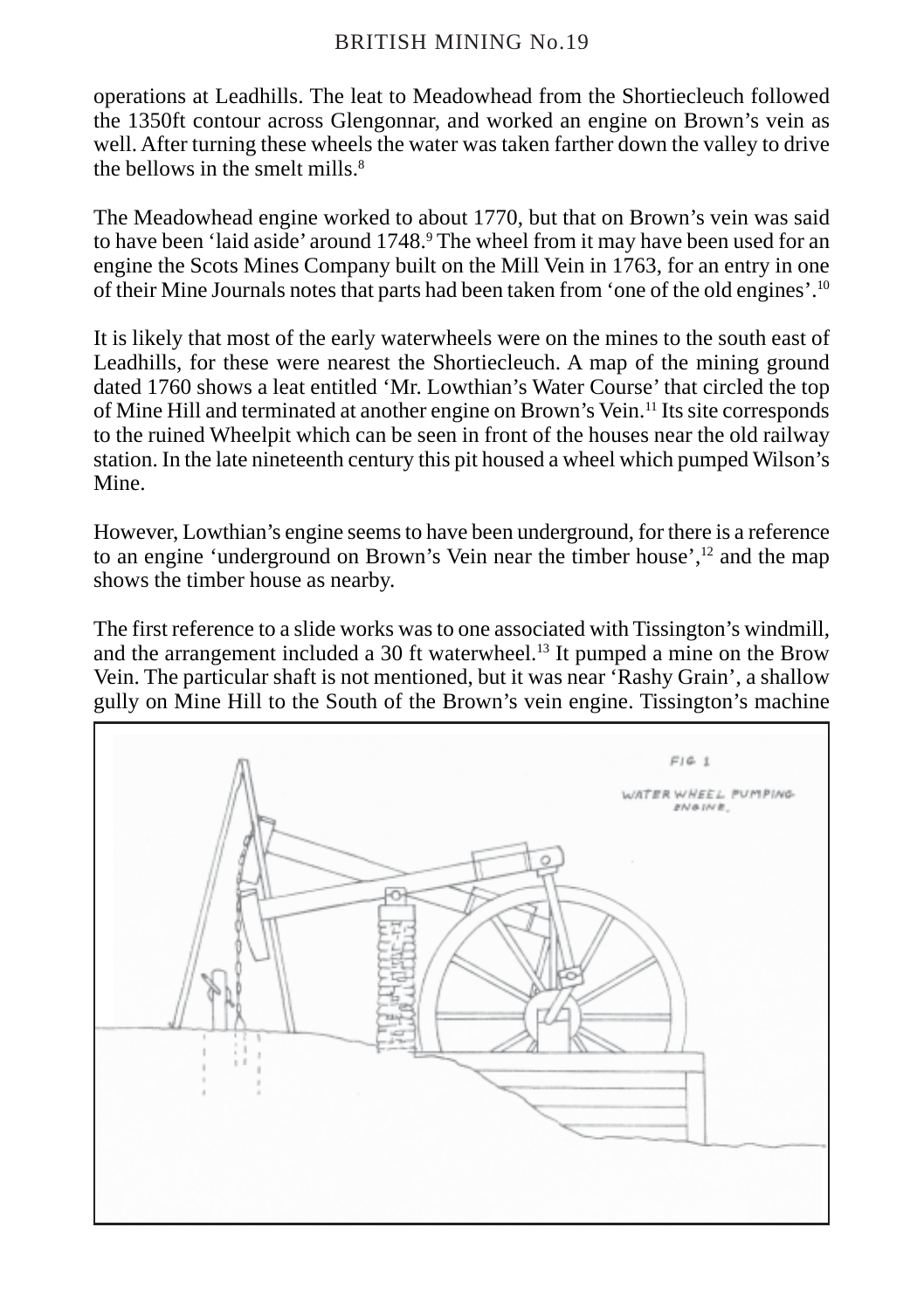operations at Leadhills. The leat to Meadowhead from the Shortiecleuch followed the 1350ft contour across Glengonnar, and worked an engine on Brown's vein as well. After turning these wheels the water was taken farther down the valley to drive the bellows in the smelt mills.[8]

The Meadowhead engine worked to about 1770, but that on Brown's vein was said to have been 'laid aside' around 1748.[9] The wheel from it may have been used for an engine the Scots Mines Company built on the Mill Vein in 1763, for an entry in one of their Mine Journals notes that parts had been taken from 'one of the old engines'.[10]

It is likely that most of the early waterwheels were on the mines to the south east of Leadhills, for these were nearest the Shortiecleuch. A map of the mining ground dated 1760 shows a leat entitled 'Mr. Lowthian's Water Course' that circled the top of Mine Hill and terminated at another engine on Brown's Vein.[11] Its site corresponds to the ruined Wheelpit which can be seen in front of the houses near the old railway station. In the late nineteenth century this pit housed a wheel which pumped Wilson's Mine.

However, Lowthian's engine seems to have been underground, for there is a reference to an engine 'underground on Brown's Vein near the timber house',[12] and the map shows the timber house as nearby.

The first reference to a slide works was to one associated with Tissington's windmill, and the arrangement included a 30 ft waterwheel.[13] It pumped a mine on the Brow Vein. The particular shaft is not mentioned, but it was near 'Rashy Grain', a shallow gully on Mine Hill to the South of the Brown's vein engine. Tissington's machine

FIG 1

WATER WHEEL PUMPING ENGINE.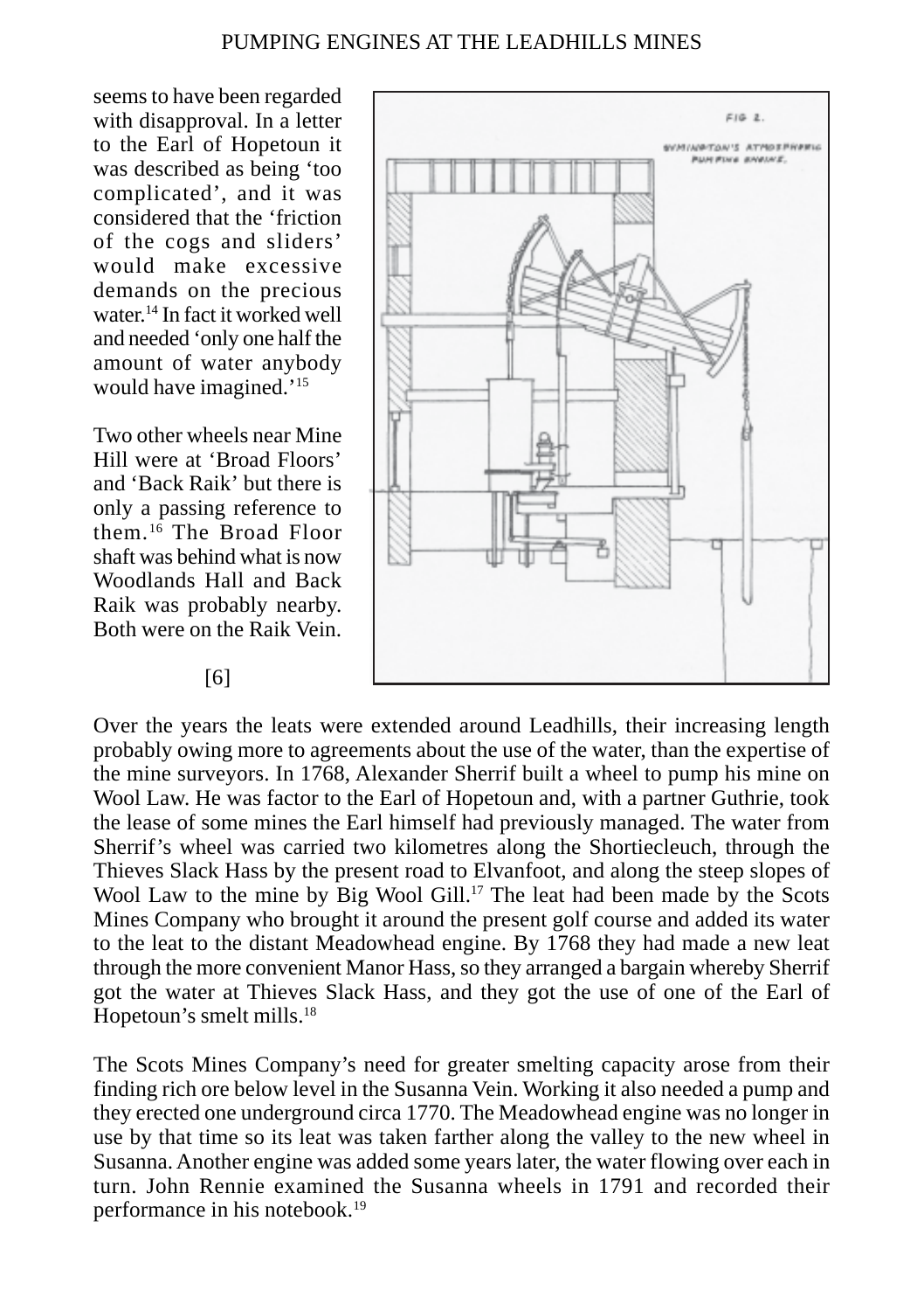seems to have been regarded with disapproval. In a letter to the Earl of Hopetoun it was described as being 'too complicated', and it was considered that the 'friction of the cogs and sliders' would make excessive demands on the precious water.[14] In fact it worked well and needed 'only one half the amount of water anybody would have imagined.'[15]

Two other wheels near Mine Hill were at 'Broad Floors' and 'Back Raik' but there is only a passing reference to them.[16] The Broad Floor shaft was behind what is now Woodlands Hall and Back Raik was probably nearby. Both were on the Raik Vein.

Over the years the leats were extended around Leadhills, their increasing length probably owing more to agreements about the use of the water, than the expertise of the mine surveyors. In 1768, Alexander Sherrif built a wheel to pump his mine on Wool Law. He was factor to the Earl of Hopetoun and, with a partner Guthrie, took the lease of some mines the Earl himself had previously managed. The water from Sherrif's wheel was carried two kilometres along the Shortiecleuch, through the Thieves Slack Hass by the present road to Elvanfoot, and along the steep slopes of Wool Law to the mine by Big Wool Gill.[17] The leat had been made by the Scots Mines Company who brought it around the present golf course and added its water to the leat to the distant Meadowhead engine. By 1768 they had made a new leat through the more convenient Manor Hass, so they arranged a bargain whereby Sherrif got the water at Thieves Slack Hass, and they got the use of one of the Earl of Hopetoun's smelt mills.[18]

The Scots Mines Company's need for greater smelting capacity arose from their finding rich ore below level in the Susanna Vein. Working it also needed a pump and they erected one underground circa 1770. The Meadowhead engine was no longer in use by that time so its leat was taken farther along the valley to the new wheel in Susanna. Another engine was added some years later, the water flowing over each in turn. John Rennie examined the Susanna wheels in 1791 and recorded their performance in his notebook.[19]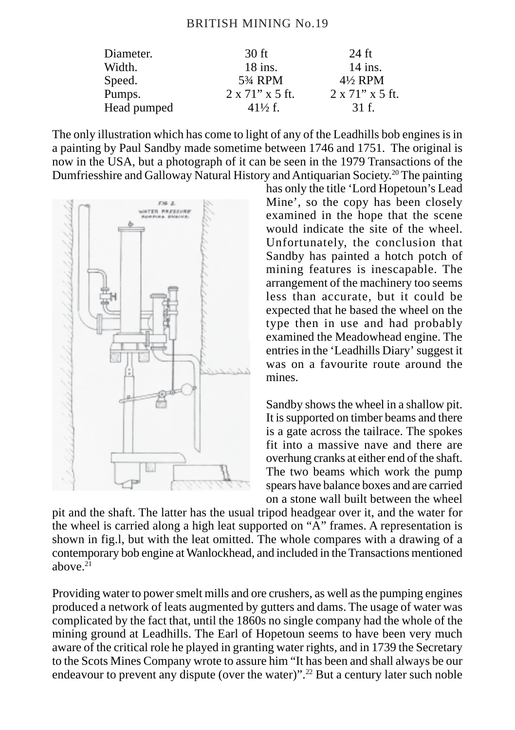| | | |
|---|---|---|
| Diameter. | 30 ft | 24 ft |
| Width. | 18 ins. | 14 ins. |
| Speed. | 5¾ RPM | 4½ RPM |
| Pumps. | 2 x 71" x 5 ft. | 2 x 71" x 5 ft. |
| Head pumped | 41½ f. | 31 f. |

The only illustration which has come to light of any of the Leadhills bob engines is in a painting by Paul Sandby made sometime between 1746 and 1751. The original is now in the USA, but a photograph of it can be seen in the 1979 Transactions of the Dumfriesshire and Galloway Natural History and Antiquarian Society.[20] The painting has only the title 'Lord Hopetoun's Lead Mine', so the copy has been closely examined in the hope that the scene would indicate the site of the wheel. Unfortunately, the conclusion that Sandby has painted a hotch potch of mining features is inescapable. The arrangement of the machinery too seems less than accurate, but it could be expected that he based the wheel on the type then in use and had probably examined the Meadowhead engine. The entries in the 'Leadhills Diary' suggest it was on a favourite route around the mines.

Sandby shows the wheel in a shallow pit. It is supported on timber beams and there is a gate across the tailrace. The spokes fit into a massive nave and there are overhung cranks at either end of the shaft. The two beams which work the pump spears have balance boxes and are carried on a stone wall built between the wheel pit and the shaft. The latter has the usual tripod headgear over it, and the water for the wheel is carried along a high leat supported on "A" frames. A representation is shown in fig.l, but with the leat omitted. The whole compares with a drawing of a contemporary bob engine at Wanlockhead, and included in the Transactions mentioned above.[21]

Providing water to power smelt mills and ore crushers, as well as the pumping engines produced a network of leats augmented by gutters and dams. The usage of water was complicated by the fact that, until the 1860s no single company had the whole of the mining ground at Leadhills. The Earl of Hopetoun seems to have been very much aware of the critical role he played in granting water rights, and in 1739 the Secretary to the Scots Mines Company wrote to assure him "It has been and shall always be our endeavour to prevent any dispute (over the water)".[22] But a century later such noble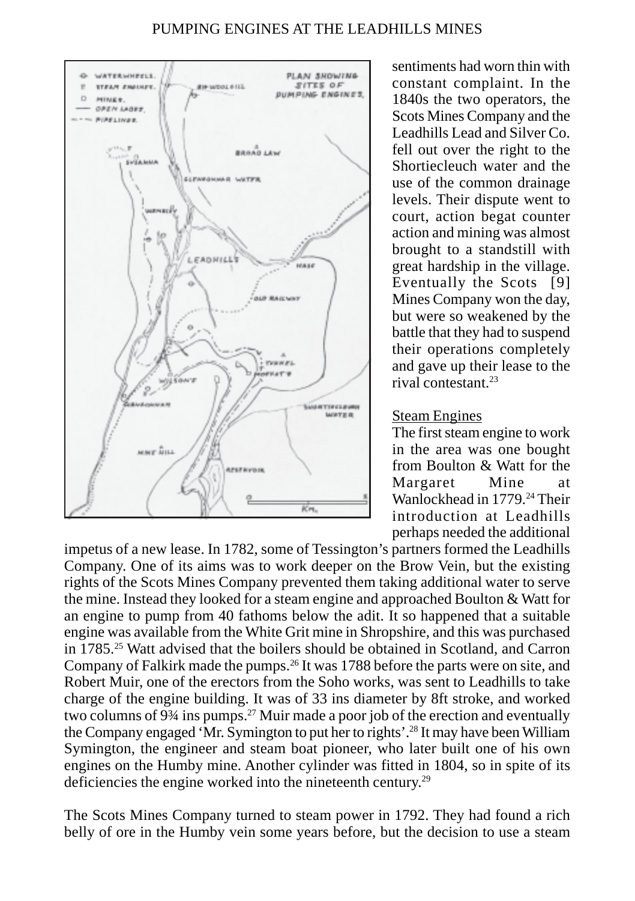sentiments had worn thin with constant complaint. In the 1840s the two operators, the Scots Mines Company and the Leadhills Lead and Silver Co. fell out over the right to the Shortiecleuch water and the use of the common drainage levels. Their dispute went to court, action begat counter action and mining was almost brought to a standstill with great hardship in the village. Eventually the Scots [9] Mines Company won the day, but were so weakened by the battle that they had to suspend their operations completely and gave up their lease to the rival contestant.[23]

## Steam Engines

The first steam engine to work in the area was one bought from Boulton & Watt for the Margaret Mine at Wanlockhead in 1779.[24] Their introduction at Leadhills perhaps needed the additional impetus of a new lease. In 1782, some of Tessington's partners formed the Leadhills Company. One of its aims was to work deeper on the Brow Vein, but the existing rights of the Scots Mines Company prevented them taking additional water to serve the mine. Instead they looked for a steam engine and approached Boulton & Watt for an engine to pump from 40 fathoms below the adit. It so happened that a suitable engine was available from the White Grit mine in Shropshire, and this was purchased in 1785.[25] Watt advised that the boilers should be obtained in Scotland, and Carron Company of Falkirk made the pumps.[26] It was 1788 before the parts were on site, and Robert Muir, one of the erectors from the Soho works, was sent to Leadhills to take charge of the engine building. It was of 33 ins diameter by 8ft stroke, and worked two columns of 9¾ ins pumps.[27] Muir made a poor job of the erection and eventually the Company engaged 'Mr. Symington to put her to rights'.[28] It may have been William Symington, the engineer and steam boat pioneer, who later built one of his own engines on the Humby mine. Another cylinder was fitted in 1804, so in spite of its deficiencies the engine worked into the nineteenth century.[29]

The Scots Mines Company turned to steam power in 1792. They had found a rich belly of ore in the Humby vein some years before, but the decision to use a steam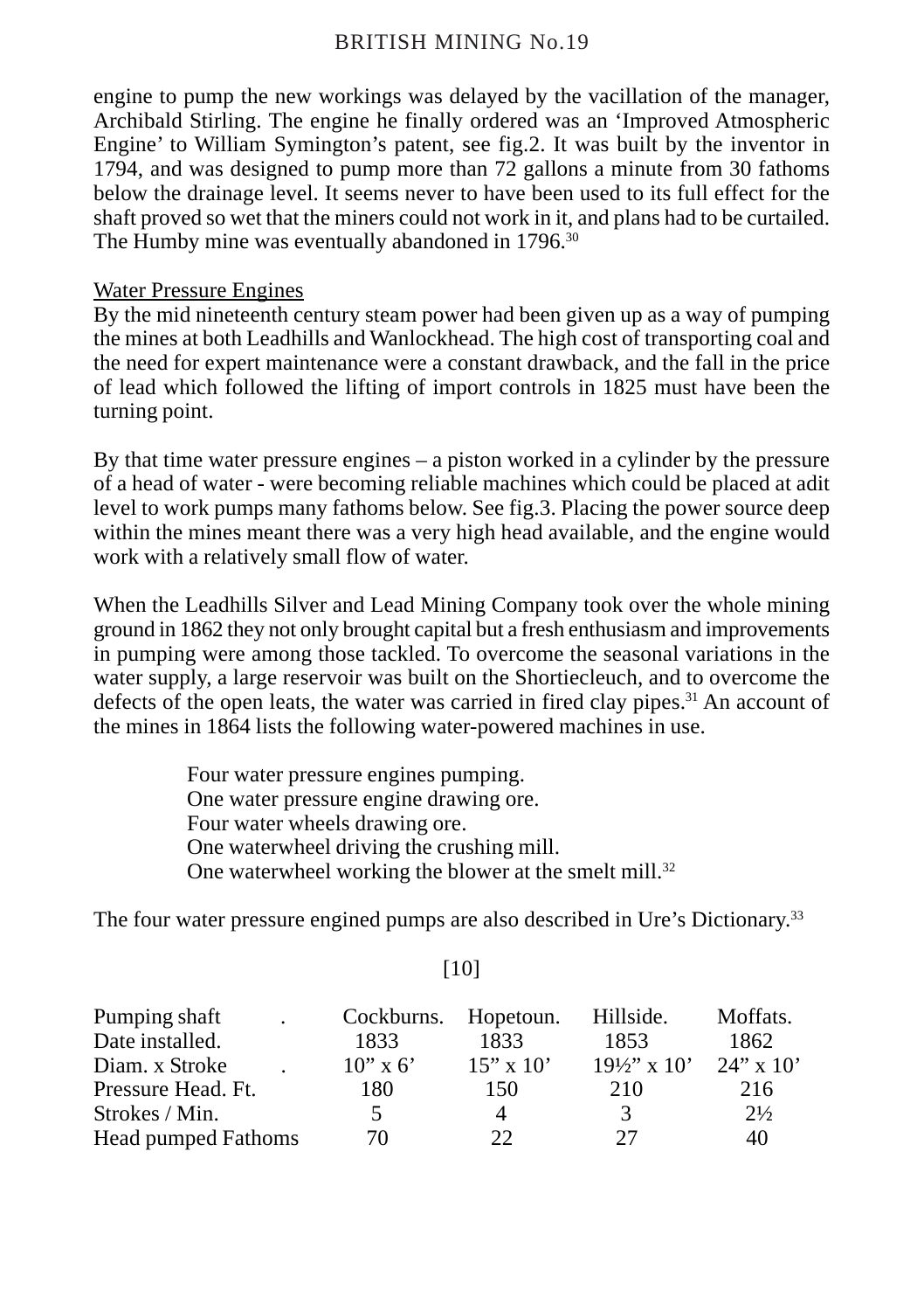engine to pump the new workings was delayed by the vacillation of the manager, Archibald Stirling. The engine he finally ordered was an ‘Improved Atmospheric Engine’ to William Symington’s patent, see fig.2. It was built by the inventor in 1794, and was designed to pump more than 72 gallons a minute from 30 fathoms below the drainage level. It seems never to have been used to its full effect for the shaft proved so wet that the miners could not work in it, and plans had to be curtailed. The Humby mine was eventually abandoned in 1796.[30]

## Water Pressure Engines

By the mid nineteenth century steam power had been given up as a way of pumping the mines at both Leadhills and Wanlockhead. The high cost of transporting coal and the need for expert maintenance were a constant drawback, and the fall in the price of lead which followed the lifting of import controls in 1825 must have been the turning point.

By that time water pressure engines – a piston worked in a cylinder by the pressure of a head of water - were becoming reliable machines which could be placed at adit level to work pumps many fathoms below. See fig.3. Placing the power source deep within the mines meant there was a very high head available, and the engine would work with a relatively small flow of water.

When the Leadhills Silver and Lead Mining Company took over the whole mining ground in 1862 they not only brought capital but a fresh enthusiasm and improvements in pumping were among those tackled. To overcome the seasonal variations in the water supply, a large reservoir was built on the Shortiecleuch, and to overcome the defects of the open leats, the water was carried in fired clay pipes.[31] An account of the mines in 1864 lists the following water-powered machines in use.

Four water pressure engines pumping.
One water pressure engine drawing ore.
Four water wheels drawing ore.
One waterwheel driving the crushing mill.
One waterwheel working the blower at the smelt mill.[32]

The four water pressure engined pumps are also described in Ure’s Dictionary.[33]

[10]

| Pumping shaft . | Cockburns. | Hopetoun. | Hillside. | Moffats. |
|---|---|---|---|---|
| Date installed. | 1833 | 1833 | 1853 | 1862 |
| Diam. x Stroke . | 10” x 6’ | 15” x 10’ | 19½” x 10’ | 24” x 10’ |
| Pressure Head. Ft. | 180 | 150 | 210 | 216 |
| Strokes / Min. | 5 | 4 | 3 | 2½ |
| Head pumped Fathoms | 70 | 22 | 27 | 40 |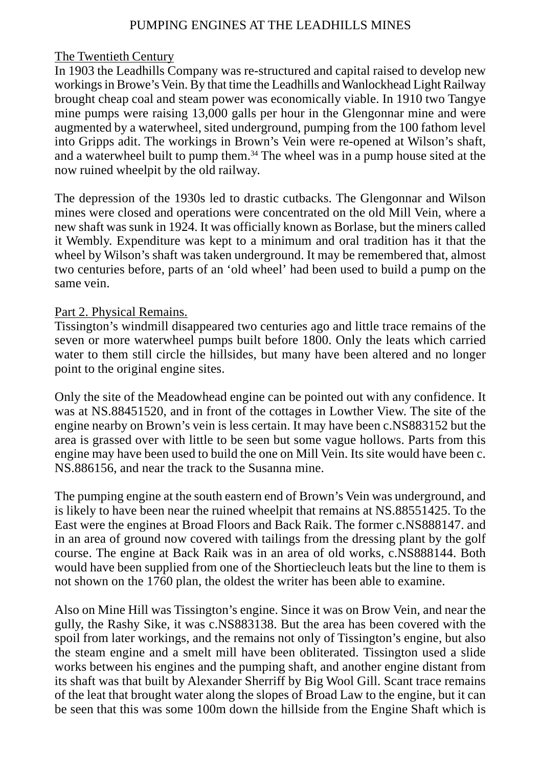## The Twentieth Century

In 1903 the Leadhills Company was re-structured and capital raised to develop new workings in Browe's Vein. By that time the Leadhills and Wanlockhead Light Railway brought cheap coal and steam power was economically viable. In 1910 two Tangye mine pumps were raising 13,000 galls per hour in the Glengonnar mine and were augmented by a waterwheel, sited underground, pumping from the 100 fathom level into Gripps adit. The workings in Brown's Vein were re-opened at Wilson's shaft, and a waterwheel built to pump them.[34] The wheel was in a pump house sited at the now ruined wheelpit by the old railway.

The depression of the 1930s led to drastic cutbacks. The Glengonnar and Wilson mines were closed and operations were concentrated on the old Mill Vein, where a new shaft was sunk in 1924. It was officially known as Borlase, but the miners called it Wembly. Expenditure was kept to a minimum and oral tradition has it that the wheel by Wilson's shaft was taken underground. It may be remembered that, almost two centuries before, parts of an 'old wheel' had been used to build a pump on the same vein.

## Part 2. Physical Remains.

Tissington's windmill disappeared two centuries ago and little trace remains of the seven or more waterwheel pumps built before 1800. Only the leats which carried water to them still circle the hillsides, but many have been altered and no longer point to the original engine sites.

Only the site of the Meadowhead engine can be pointed out with any confidence. It was at NS.88451520, and in front of the cottages in Lowther View. The site of the engine nearby on Brown's vein is less certain. It may have been c.NS883152 but the area is grassed over with little to be seen but some vague hollows. Parts from this engine may have been used to build the one on Mill Vein. Its site would have been c. NS.886156, and near the track to the Susanna mine.

The pumping engine at the south eastern end of Brown's Vein was underground, and is likely to have been near the ruined wheelpit that remains at NS.88551425. To the East were the engines at Broad Floors and Back Raik. The former c.NS888147. and in an area of ground now covered with tailings from the dressing plant by the golf course. The engine at Back Raik was in an area of old works, c.NS888144. Both would have been supplied from one of the Shortiecleuch leats but the line to them is not shown on the 1760 plan, the oldest the writer has been able to examine.

Also on Mine Hill was Tissington's engine. Since it was on Brow Vein, and near the gully, the Rashy Sike, it was c.NS883138. But the area has been covered with the spoil from later workings, and the remains not only of Tissington's engine, but also the steam engine and a smelt mill have been obliterated. Tissington used a slide works between his engines and the pumping shaft, and another engine distant from its shaft was that built by Alexander Sherriff by Big Wool Gill. Scant trace remains of the leat that brought water along the slopes of Broad Law to the engine, but it can be seen that this was some 100m down the hillside from the Engine Shaft which is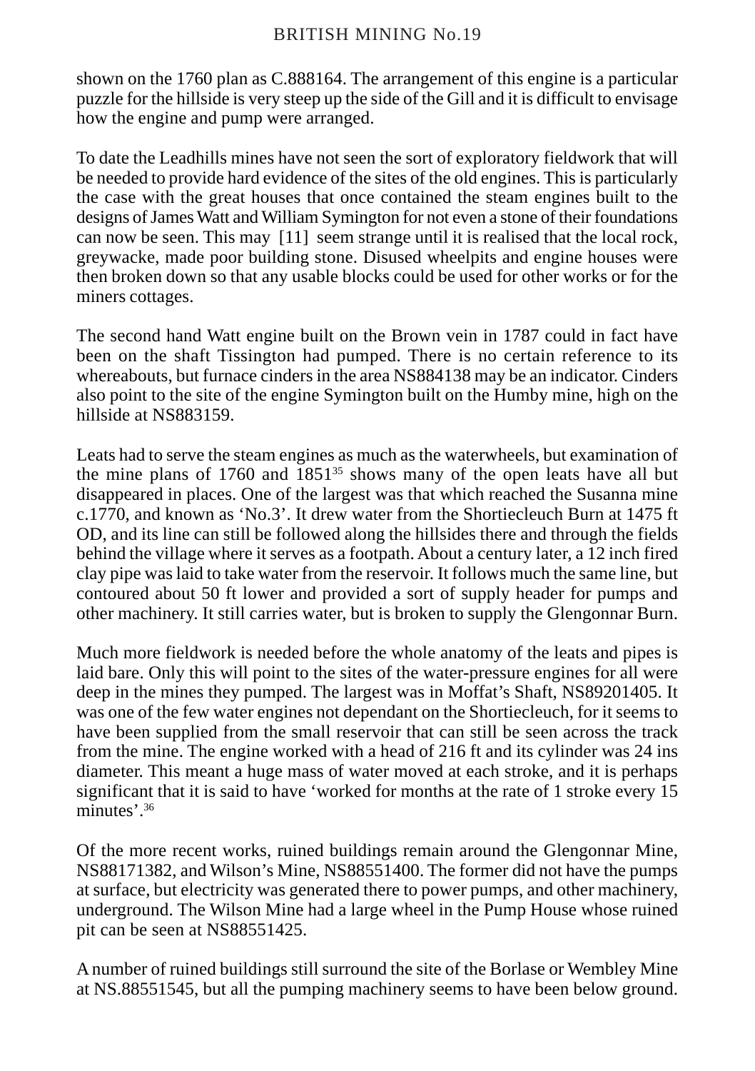shown on the 1760 plan as C.888164. The arrangement of this engine is a particular puzzle for the hillside is very steep up the side of the Gill and it is difficult to envisage how the engine and pump were arranged.

To date the Leadhills mines have not seen the sort of exploratory fieldwork that will be needed to provide hard evidence of the sites of the old engines. This is particularly the case with the great houses that once contained the steam engines built to the designs of James Watt and William Symington for not even a stone of their foundations can now be seen. This may [11] seem strange until it is realised that the local rock, greywacke, made poor building stone. Disused wheelpits and engine houses were then broken down so that any usable blocks could be used for other works or for the miners cottages.

The second hand Watt engine built on the Brown vein in 1787 could in fact have been on the shaft Tissington had pumped. There is no certain reference to its whereabouts, but furnace cinders in the area NS884138 may be an indicator. Cinders also point to the site of the engine Symington built on the Humby mine, high on the hillside at NS883159.

Leats had to serve the steam engines as much as the waterwheels, but examination of the mine plans of 1760 and 1851[35] shows many of the open leats have all but disappeared in places. One of the largest was that which reached the Susanna mine c.1770, and known as 'No.3'. It drew water from the Shortiecleuch Burn at 1475 ft OD, and its line can still be followed along the hillsides there and through the fields behind the village where it serves as a footpath. About a century later, a 12 inch fired clay pipe was laid to take water from the reservoir. It follows much the same line, but contoured about 50 ft lower and provided a sort of supply header for pumps and other machinery. It still carries water, but is broken to supply the Glengonnar Burn.

Much more fieldwork is needed before the whole anatomy of the leats and pipes is laid bare. Only this will point to the sites of the water-pressure engines for all were deep in the mines they pumped. The largest was in Moffat's Shaft, NS89201405. It was one of the few water engines not dependant on the Shortiecleuch, for it seems to have been supplied from the small reservoir that can still be seen across the track from the mine. The engine worked with a head of 216 ft and its cylinder was 24 ins diameter. This meant a huge mass of water moved at each stroke, and it is perhaps significant that it is said to have 'worked for months at the rate of 1 stroke every 15 minutes'.[36]

Of the more recent works, ruined buildings remain around the Glengonnar Mine, NS88171382, and Wilson's Mine, NS88551400. The former did not have the pumps at surface, but electricity was generated there to power pumps, and other machinery, underground. The Wilson Mine had a large wheel in the Pump House whose ruined pit can be seen at NS88551425.

A number of ruined buildings still surround the site of the Borlase or Wembley Mine at NS.88551545, but all the pumping machinery seems to have been below ground.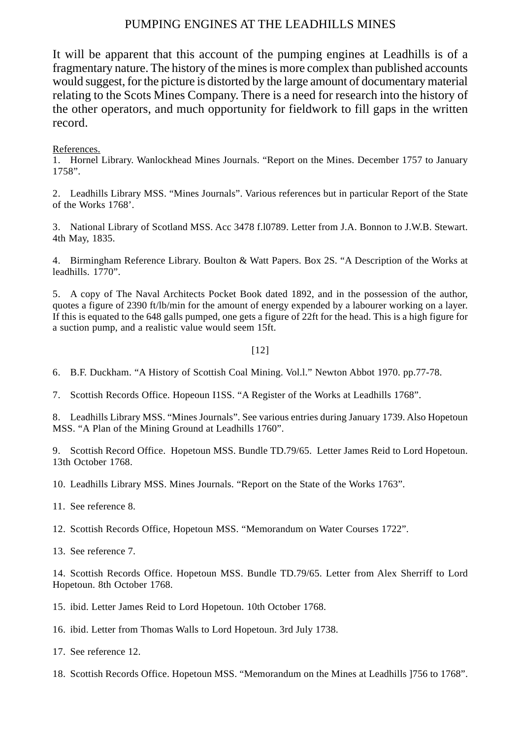It will be apparent that this account of the pumping engines at Leadhills is of a fragmentary nature. The history of the mines is more complex than published accounts would suggest, for the picture is distorted by the large amount of documentary material relating to the Scots Mines Company. There is a need for research into the history of the other operators, and much opportunity for fieldwork to fill gaps in the written record.

References.

1. Hornel Library. Wanlockhead Mines Journals. “Report on the Mines. December 1757 to January 1758”.

2. Leadhills Library MSS. “Mines Journals”. Various references but in particular Report of the State of the Works 1768’.

3. National Library of Scotland MSS. Acc 3478 f.l0789. Letter from J.A. Bonnon to J.W.B. Stewart. 4th May, 1835.

4. Birmingham Reference Library. Boulton & Watt Papers. Box 2S. “A Description of the Works at leadhills. 1770”.

5. A copy of The Naval Architects Pocket Book dated 1892, and in the possession of the author, quotes a figure of 2390 ft/lb/min for the amount of energy expended by a labourer working on a layer. If this is equated to the 648 galls pumped, one gets a figure of 22ft for the head. This is a high figure for a suction pump, and a realistic value would seem 15ft.

6. B.F. Duckham. “A History of Scottish Coal Mining. Vol.l.” Newton Abbot 1970. pp.77-78.

7. Scottish Records Office. Hopeoun I1SS. “A Register of the Works at Leadhills 1768”.

8. Leadhills Library MSS. “Mines Journals”. See various entries during January 1739. Also Hopetoun MSS. “A Plan of the Mining Ground at Leadhills 1760”.

9. Scottish Record Office. Hopetoun MSS. Bundle TD.79/65. Letter James Reid to Lord Hopetoun. 13th October 1768.

10. Leadhills Library MSS. Mines Journals. “Report on the State of the Works 1763”.

11. See reference 8.

12. Scottish Records Office, Hopetoun MSS. “Memorandum on Water Courses 1722”.

13. See reference 7.

14. Scottish Records Office. Hopetoun MSS. Bundle TD.79/65. Letter from Alex Sherriff to Lord Hopetoun. 8th October 1768.

15. ibid. Letter James Reid to Lord Hopetoun. 10th October 1768.

16. ibid. Letter from Thomas Walls to Lord Hopetoun. 3rd July 1738.

17. See reference 12.

18. Scottish Records Office. Hopetoun MSS. “Memorandum on the Mines at Leadhills ]756 to 1768”.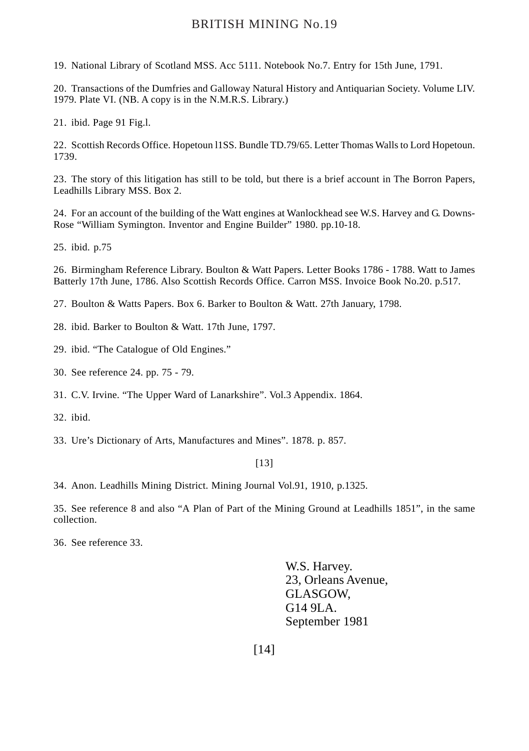19. National Library of Scotland MSS. Acc 5111. Notebook No.7. Entry for 15th June, 1791.

20. Transactions of the Dumfries and Galloway Natural History and Antiquarian Society. Volume LIV. 1979. Plate VI. (NB. A copy is in the N.M.R.S. Library.)

21. ibid. Page 91 Fig.l.

22. Scottish Records Office. Hopetoun l1SS. Bundle TD.79/65. Letter Thomas Walls to Lord Hopetoun. 1739.

23. The story of this litigation has still to be told, but there is a brief account in The Borron Papers, Leadhills Library MSS. Box 2.

24. For an account of the building of the Watt engines at Wanlockhead see W.S. Harvey and G. Downs-Rose "William Symington. Inventor and Engine Builder" 1980. pp.10-18.

25. ibid. p.75

26. Birmingham Reference Library. Boulton & Watt Papers. Letter Books 1786 - 1788. Watt to James Batterly 17th June, 1786. Also Scottish Records Office. Carron MSS. Invoice Book No.20. p.517.

27. Boulton & Watts Papers. Box 6. Barker to Boulton & Watt. 27th January, 1798.

28. ibid. Barker to Boulton & Watt. 17th June, 1797.

29. ibid. "The Catalogue of Old Engines."

30. See reference 24. pp. 75 - 79.

31. C.V. Irvine. "The Upper Ward of Lanarkshire". Vol.3 Appendix. 1864.

32. ibid.

33. Ure's Dictionary of Arts, Manufactures and Mines". 1878. p. 857.

34. Anon. Leadhills Mining District. Mining Journal Vol.91, 1910, p.1325.

35. See reference 8 and also "A Plan of Part of the Mining Ground at Leadhills 1851", in the same collection.

36. See reference 33.

W.S. Harvey.
23, Orleans Avenue,
GLASGOW,
G14 9LA.
September 1981